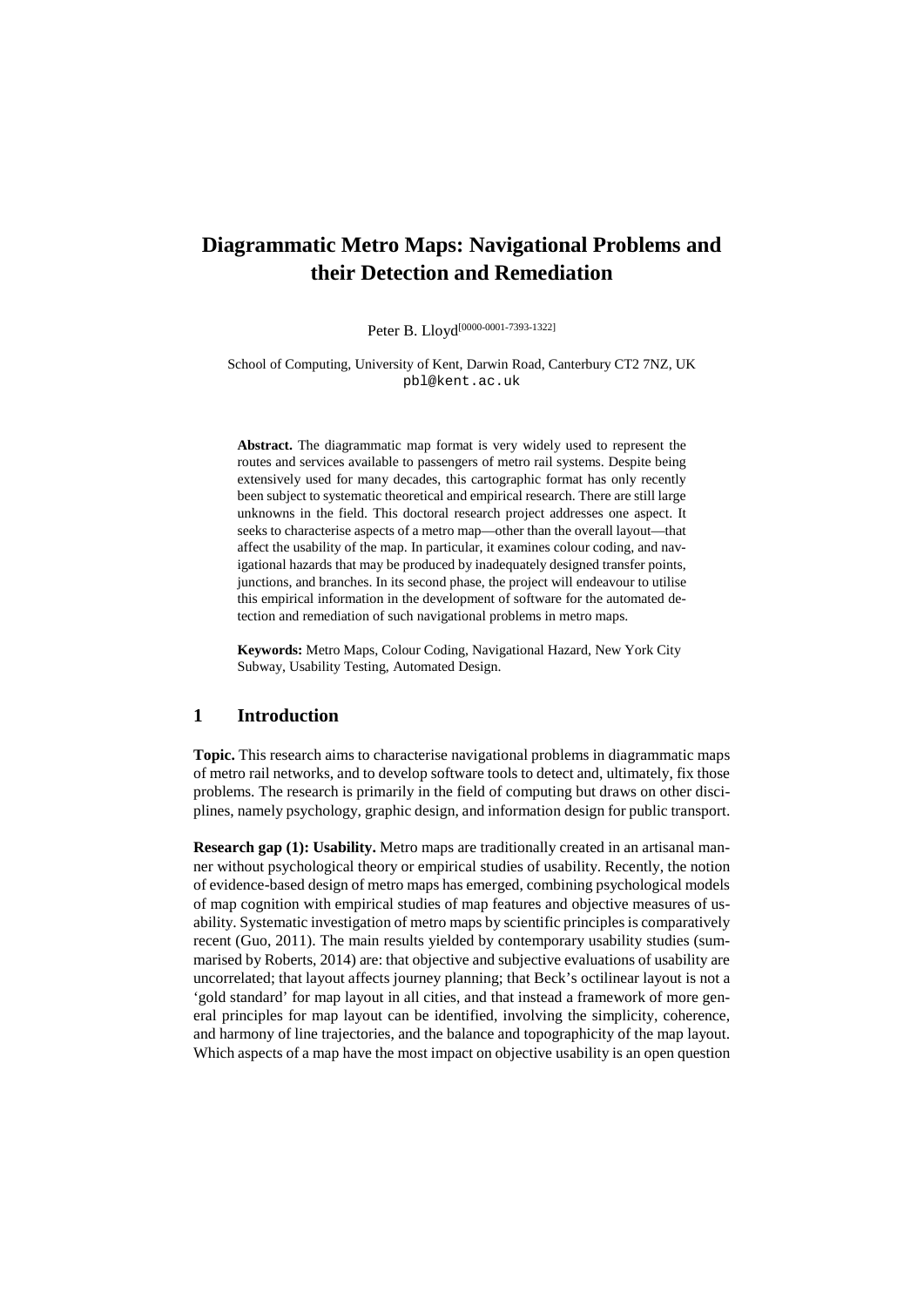# Diagrammatic Metro Maps: Navigational Problems and their Detection and Remediation

Peter B. Lloyd[0000-0001-7393-1322]

School of Computing, University of Kent, Darwin Road, Canterbury CT2 7NZ, UK
pbl@kent.ac.uk

**Abstract.** The diagrammatic map format is very widely used to represent the routes and services available to passengers of metro rail systems. Despite being extensively used for many decades, this cartographic format has only recently been subject to systematic theoretical and empirical research. There are still large unknowns in the field. This doctoral research project addresses one aspect. It seeks to characterise aspects of a metro map—other than the overall layout—that affect the usability of the map. In particular, it examines colour coding, and navigational hazards that may be produced by inadequately designed transfer points, junctions, and branches. In its second phase, the project will endeavour to utilise this empirical information in the development of software for the automated detection and remediation of such navigational problems in metro maps.

**Keywords:** Metro Maps, Colour Coding, Navigational Hazard, New York City Subway, Usability Testing, Automated Design.

## 1 Introduction

**Topic.** This research aims to characterise navigational problems in diagrammatic maps of metro rail networks, and to develop software tools to detect and, ultimately, fix those problems. The research is primarily in the field of computing but draws on other disciplines, namely psychology, graphic design, and information design for public transport.

**Research gap (1): Usability.** Metro maps are traditionally created in an artisanal manner without psychological theory or empirical studies of usability. Recently, the notion of evidence-based design of metro maps has emerged, combining psychological models of map cognition with empirical studies of map features and objective measures of usability. Systematic investigation of metro maps by scientific principles is comparatively recent (Guo, 2011). The main results yielded by contemporary usability studies (summarised by Roberts, 2014) are: that objective and subjective evaluations of usability are uncorrelated; that layout affects journey planning; that Beck's octilinear layout is not a 'gold standard' for map layout in all cities, and that instead a framework of more general principles for map layout can be identified, involving the simplicity, coherence, and harmony of line trajectories, and the balance and topographicity of the map layout. Which aspects of a map have the most impact on objective usability is an open question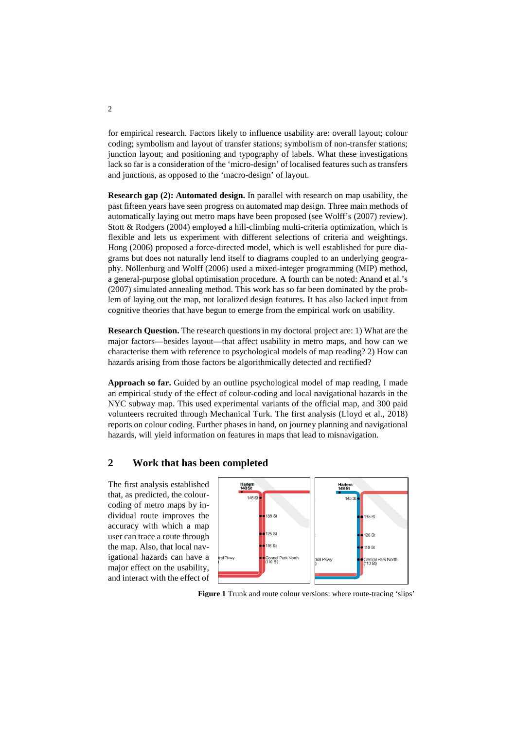for empirical research. Factors likely to influence usability are: overall layout; colour coding; symbolism and layout of transfer stations; symbolism of non-transfer stations; junction layout; and positioning and typography of labels. What these investigations lack so far is a consideration of the 'micro-design' of localised features such as transfers and junctions, as opposed to the 'macro-design' of layout.

**Research gap (2): Automated design.** In parallel with research on map usability, the past fifteen years have seen progress on automated map design. Three main methods of automatically laying out metro maps have been proposed (see Wolff's (2007) review). Stott & Rodgers (2004) employed a hill-climbing multi-criteria optimization, which is flexible and lets us experiment with different selections of criteria and weightings. Hong (2006) proposed a force-directed model, which is well established for pure diagrams but does not naturally lend itself to diagrams coupled to an underlying geography. Nöllenburg and Wolff (2006) used a mixed-integer programming (MIP) method, a general-purpose global optimisation procedure. A fourth can be noted: Anand et al.'s (2007) simulated annealing method. This work has so far been dominated by the problem of laying out the map, not localized design features. It has also lacked input from cognitive theories that have begun to emerge from the empirical work on usability.

**Research Question.** The research questions in my doctoral project are: 1) What are the major factors—besides layout—that affect usability in metro maps, and how can we characterise them with reference to psychological models of map reading? 2) How can hazards arising from those factors be algorithmically detected and rectified?

**Approach so far.** Guided by an outline psychological model of map reading, I made an empirical study of the effect of colour-coding and local navigational hazards in the NYC subway map. This used experimental variants of the official map, and 300 paid volunteers recruited through Mechanical Turk. The first analysis (Lloyd et al., 2018) reports on colour coding. Further phases in hand, on journey planning and navigational hazards, will yield information on features in maps that lead to misnavigation.

## 2 Work that has been completed

The first analysis established that, as predicted, the colour-coding of metro maps by individual route improves the accuracy with which a map user can trace a route through the map. Also, that local navigational hazards can have a major effect on the usability, and interact with the effect of

**Figure 1** Trunk and route colour versions: where route-tracing 'slips'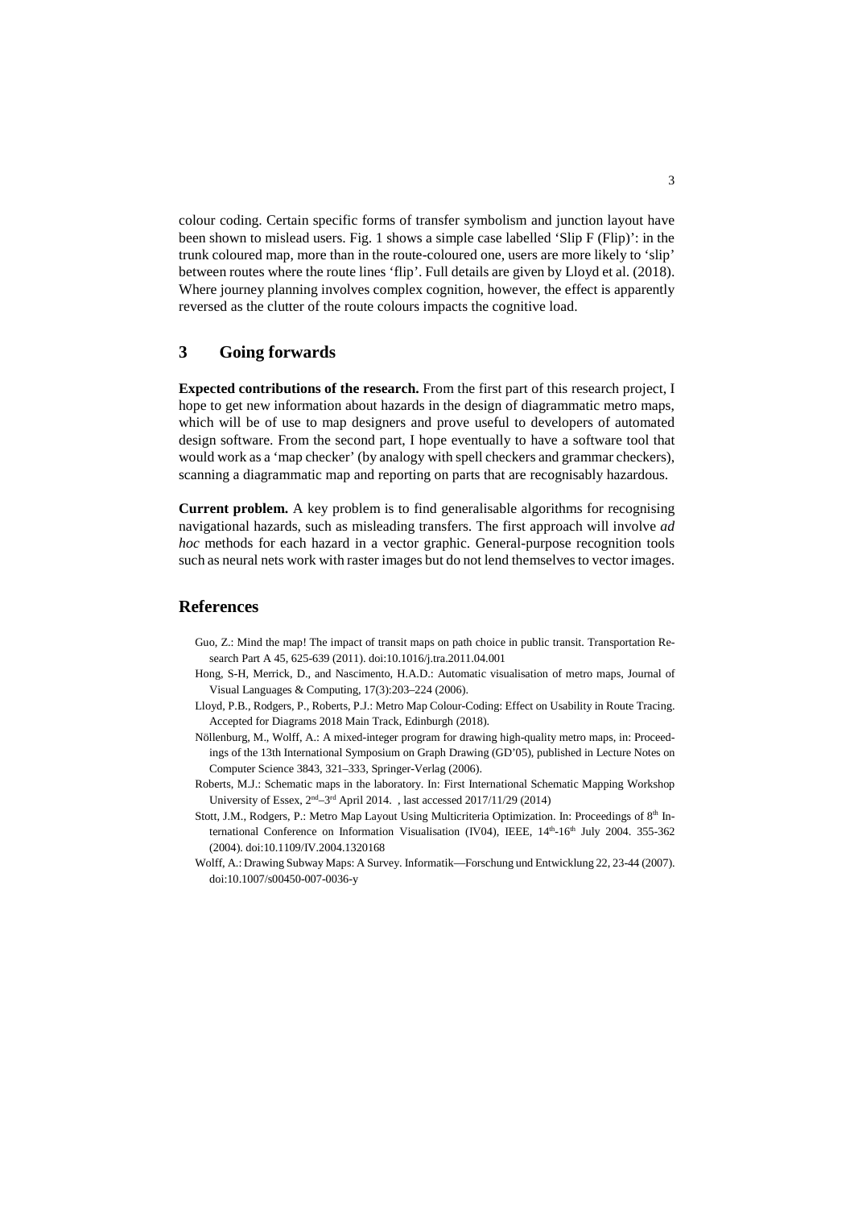colour coding. Certain specific forms of transfer symbolism and junction layout have been shown to mislead users. Fig. 1 shows a simple case labelled 'Slip F (Flip)': in the trunk coloured map, more than in the route-coloured one, users are more likely to 'slip' between routes where the route lines 'flip'. Full details are given by Lloyd et al. (2018). Where journey planning involves complex cognition, however, the effect is apparently reversed as the clutter of the route colours impacts the cognitive load.

## 3 Going forwards

**Expected contributions of the research.** From the first part of this research project, I hope to get new information about hazards in the design of diagrammatic metro maps, which will be of use to map designers and prove useful to developers of automated design software. From the second part, I hope eventually to have a software tool that would work as a 'map checker' (by analogy with spell checkers and grammar checkers), scanning a diagrammatic map and reporting on parts that are recognisably hazardous.

**Current problem.** A key problem is to find generalisable algorithms for recognising navigational hazards, such as misleading transfers. The first approach will involve *ad hoc* methods for each hazard in a vector graphic. General-purpose recognition tools such as neural nets work with raster images but do not lend themselves to vector images.

## References

Guo, Z.: Mind the map! The impact of transit maps on path choice in public transit. Transportation Research Part A 45, 625-639 (2011). doi:10.1016/j.tra.2011.04.001

Hong, S-H, Merrick, D., and Nascimento, H.A.D.: Automatic visualisation of metro maps, Journal of Visual Languages & Computing, 17(3):203–224 (2006).

Lloyd, P.B., Rodgers, P., Roberts, P.J.: Metro Map Colour-Coding: Effect on Usability in Route Tracing. Accepted for Diagrams 2018 Main Track, Edinburgh (2018).

Nöllenburg, M., Wolff, A.: A mixed-integer program for drawing high-quality metro maps, in: Proceedings of the 13th International Symposium on Graph Drawing (GD'05), published in Lecture Notes on Computer Science 3843, 321–333, Springer-Verlag (2006).

Roberts, M.J.: Schematic maps in the laboratory. In: First International Schematic Mapping Workshop University of Essex, 2nd–3rd April 2014. , last accessed 2017/11/29 (2014)

Stott, J.M., Rodgers, P.: Metro Map Layout Using Multicriteria Optimization. In: Proceedings of 8th International Conference on Information Visualisation (IV04), IEEE, 14th-16th July 2004. 355-362 (2004). doi:10.1109/IV.2004.1320168

Wolff, A.: Drawing Subway Maps: A Survey. Informatik—Forschung und Entwicklung 22, 23-44 (2007). doi:10.1007/s00450-007-0036-y